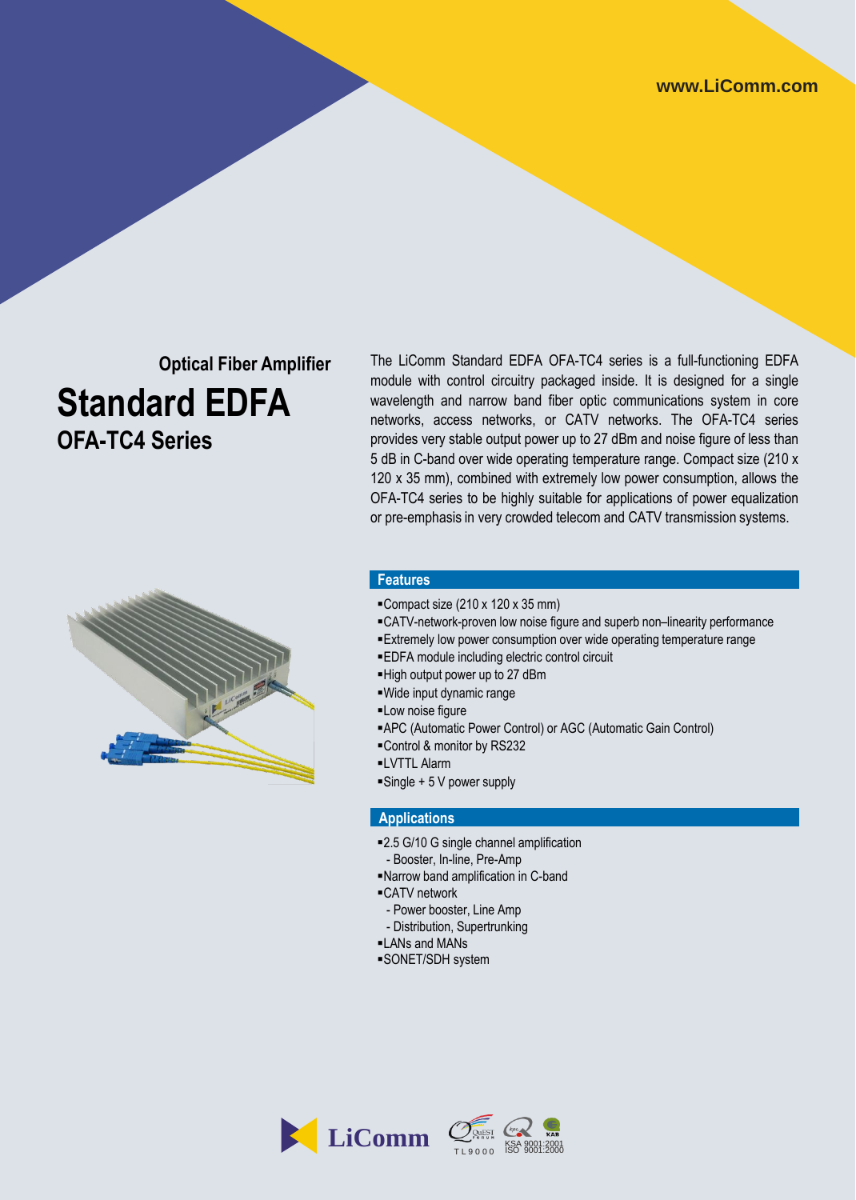www.LiComm.com

## Optical Fiber Amplifier

# Standard EDFA

## OFA-TC4 Series

The LiComm Standard EDFA OFA-TC4 series is a full-functioning EDFA module with control circuitry packaged inside. It is designed for a single wavelength and narrow band fiber optic communications system in core networks, access networks, or CATV networks. The OFA-TC4 series provides very stable output power up to 27 dBm and noise figure of less than 5 dB in C-band over wide operating temperature range. Compact size (210 x 120 x 35 mm), combined with extremely low power consumption, allows the OFA-TC4 series to be highly suitable for applications of power equalization or pre-emphasis in very crowded telecom and CATV transmission systems.

### Features

- Compact size (210 x 120 x 35 mm)
- CATV-network-proven low noise figure and superb non–linearity performance
- Extremely low power consumption over wide operating temperature range
- EDFA module including electric control circuit
- High output power up to 27 dBm
- Wide input dynamic range
- Low noise figure
- APC (Automatic Power Control) or AGC (Automatic Gain Control)
- Control & monitor by RS232
- LVTTL Alarm
- Single + 5 V power supply

### Applications

- 2.5 G/10 G single channel amplification
  - Booster, In-line, Pre-Amp
- Narrow band amplification in C-band
- CATV network
  - Power booster, Line Amp
  - Distribution, Supertrunking
- LANs and MANs
- SONET/SDH system

LiComm TL9000 KSA 9001:2001 ISO 9001:2000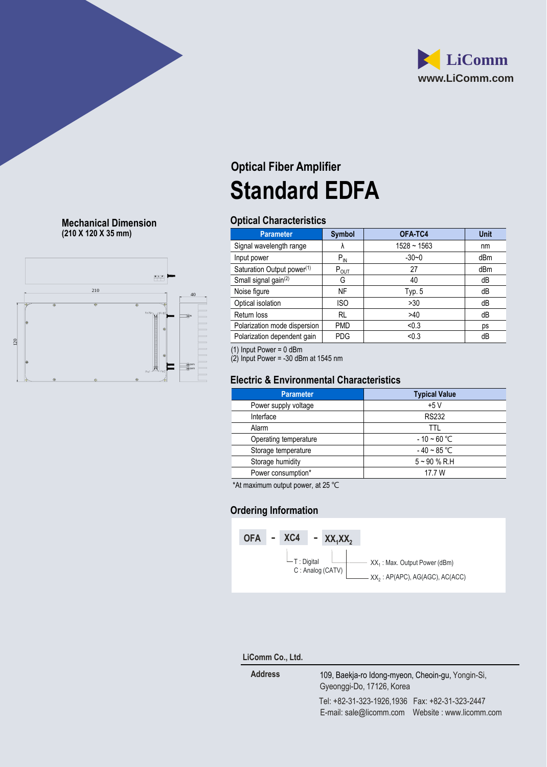LiComm
www.LiComm.com

# Optical Fiber Amplifier

# Standard EDFA

## Mechanical Dimension

**(210 X 120 X 35 mm)**

210

40

120

## Optical Characteristics

| Parameter | Symbol | OFA-TC4 | Unit |
|---|---|---|---|
| Signal wavelength range | λ | 1528 ~ 1563 | nm |
| Input power | $P_{IN}$ | -30~0 | dBm |
| Saturation Output power(1) | $P_{OUT}$ | 27 | dBm |
| Small signal gain(2) | G | 40 | dB |
| Noise figure | NF | Typ. 5 | dB |
| Optical isolation | ISO | >30 | dB |
| Return loss | RL | >40 | dB |
| Polarization mode dispersion | PMD | <0.3 | ps |
| Polarization dependent gain | PDG | <0.3 | dB |

(1) Input Power = 0 dBm
(2) Input Power = -30 dBm at 1545 nm

## Electric & Environmental Characteristics

| Parameter | Typical Value |
|---|---|
| Power supply voltage | +5 V |
| Interface | RS232 |
| Alarm | TTL |
| Operating temperature | - 10 ~ 60 ℃ |
| Storage temperature | - 40 ~ 85 ℃ |
| Storage humidity | 5 ~ 90 % R.H |
| Power consumption* | 17.7 W |

*At maximum output power, at 25 ℃

## Ordering Information

**OFA - XC4 - $XX_1XX_2$**

T : Digital
C : Analog (CATV)

$XX_1$ : Max. Output Power (dBm)
$XX_2$ : AP(APC), AG(AGC), AC(ACC)

**LiComm Co., Ltd.**

| | |
|---|---|
| **Address** | 109, Baekja-ro Idong-myeon, Cheoin-gu, Yongin-Si, Gyeonggi-Do, 17126, Korea |
| | Tel: +82-31-323-1926,1936 Fax: +82-31-323-2447 |
| | E-mail: sale@licomm.com Website : www.licomm.com |